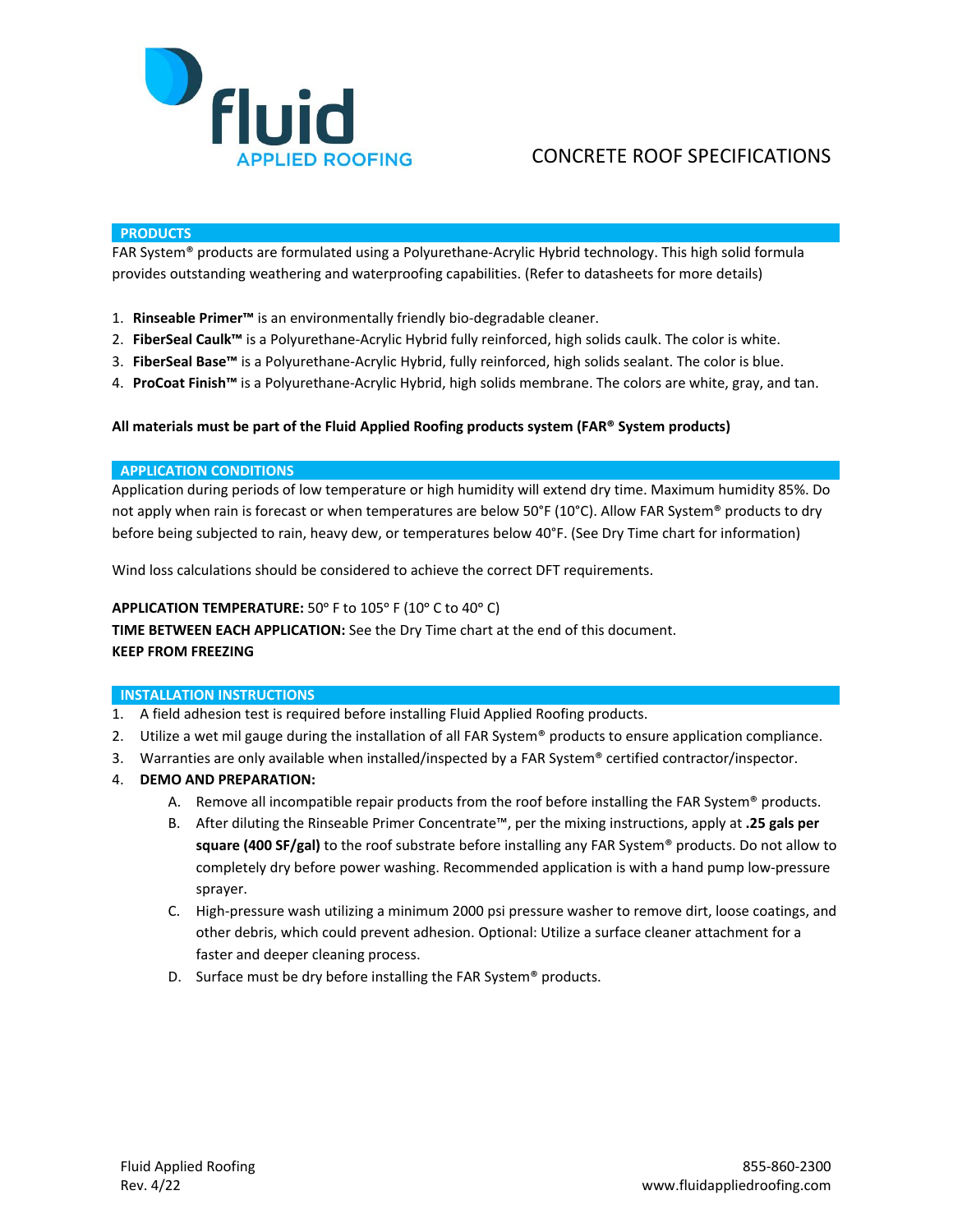fluid
APPLIED ROOFING

# CONCRETE ROOF SPECIFICATIONS

## PRODUCTS

FAR System® products are formulated using a Polyurethane-Acrylic Hybrid technology. This high solid formula provides outstanding weathering and waterproofing capabilities. (Refer to datasheets for more details)

1. **Rinseable Primer™** is an environmentally friendly bio-degradable cleaner.
2. **FiberSeal Caulk™** is a Polyurethane-Acrylic Hybrid fully reinforced, high solids caulk. The color is white.
3. **FiberSeal Base™** is a Polyurethane-Acrylic Hybrid, fully reinforced, high solids sealant. The color is blue.
4. **ProCoat Finish™** is a Polyurethane-Acrylic Hybrid, high solids membrane. The colors are white, gray, and tan.

**All materials must be part of the Fluid Applied Roofing products system (FAR® System products)**

## APPLICATION CONDITIONS

Application during periods of low temperature or high humidity will extend dry time. Maximum humidity 85%. Do not apply when rain is forecast or when temperatures are below 50°F (10°C). Allow FAR System® products to dry before being subjected to rain, heavy dew, or temperatures below 40°F. (See Dry Time chart for information)

Wind loss calculations should be considered to achieve the correct DFT requirements.

**APPLICATION TEMPERATURE:** 50º F to 105º F (10º C to 40º C)
**TIME BETWEEN EACH APPLICATION:** See the Dry Time chart at the end of this document.
**KEEP FROM FREEZING**

## INSTALLATION INSTRUCTIONS

1. A field adhesion test is required before installing Fluid Applied Roofing products.
2. Utilize a wet mil gauge during the installation of all FAR System® products to ensure application compliance.
3. Warranties are only available when installed/inspected by a FAR System® certified contractor/inspector.
4. **DEMO AND PREPARATION:**
   A. Remove all incompatible repair products from the roof before installing the FAR System® products.
   B. After diluting the Rinseable Primer Concentrate™, per the mixing instructions, apply at **.25 gals per square (400 SF/gal)** to the roof substrate before installing any FAR System® products. Do not allow to completely dry before power washing. Recommended application is with a hand pump low-pressure sprayer.
   C. High-pressure wash utilizing a minimum 2000 psi pressure washer to remove dirt, loose coatings, and other debris, which could prevent adhesion. Optional: Utilize a surface cleaner attachment for a faster and deeper cleaning process.
   D. Surface must be dry before installing the FAR System® products.

Fluid Applied Roofing
Rev. 4/22

855-860-2300
www.fluidappliedroofing.com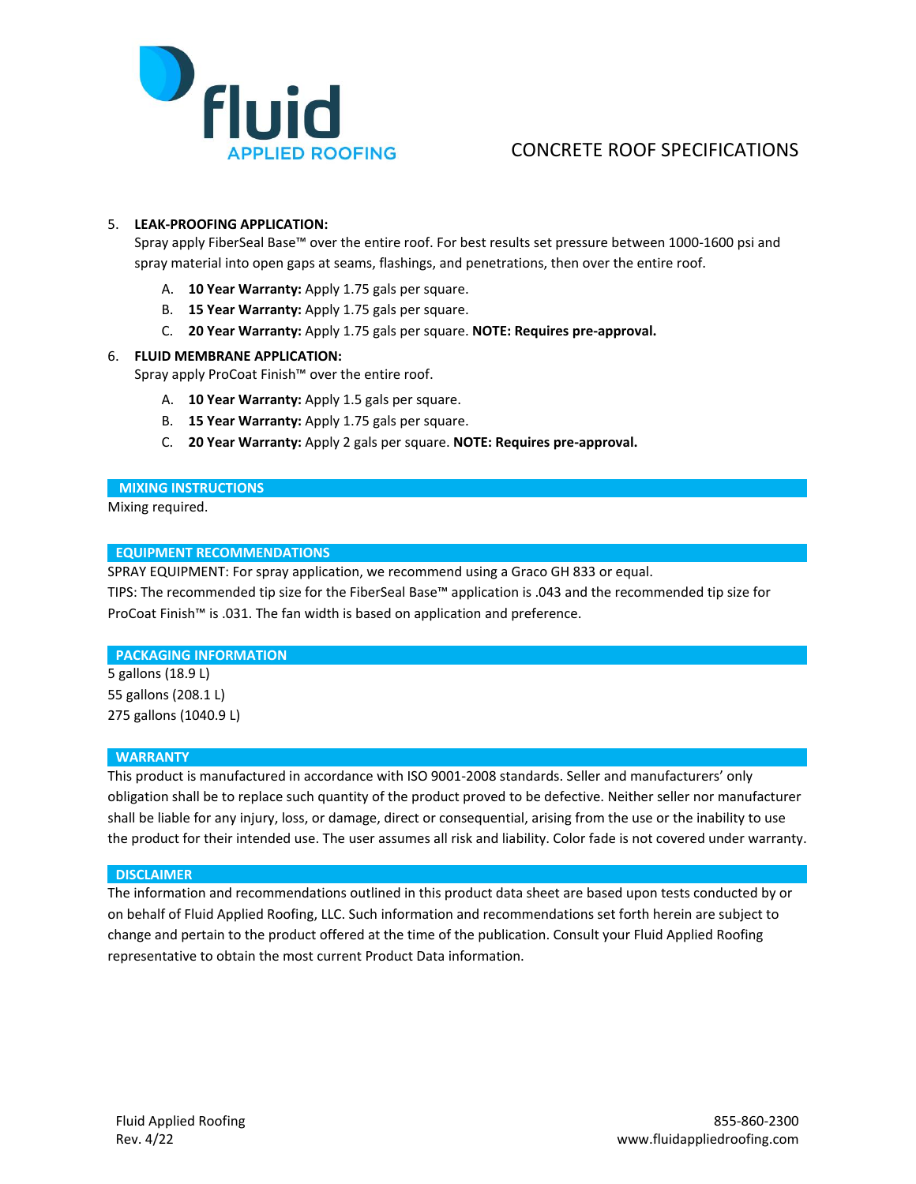5. **LEAK-PROOFING APPLICATION:**
   Spray apply FiberSeal Base™ over the entire roof. For best results set pressure between 1000-1600 psi and spray material into open gaps at seams, flashings, and penetrations, then over the entire roof.

   A. **10 Year Warranty:** Apply 1.75 gals per square.
   B. **15 Year Warranty:** Apply 1.75 gals per square.
   C. **20 Year Warranty:** Apply 1.75 gals per square. **NOTE: Requires pre-approval.**

6. **FLUID MEMBRANE APPLICATION:**
   Spray apply ProCoat Finish™ over the entire roof.

   A. **10 Year Warranty:** Apply 1.5 gals per square.
   B. **15 Year Warranty:** Apply 1.75 gals per square.
   C. **20 Year Warranty:** Apply 2 gals per square. **NOTE: Requires pre-approval.**

## MIXING INSTRUCTIONS

Mixing required.

## EQUIPMENT RECOMMENDATIONS

SPRAY EQUIPMENT: For spray application, we recommend using a Graco GH 833 or equal.
TIPS: The recommended tip size for the FiberSeal Base™ application is .043 and the recommended tip size for ProCoat Finish™ is .031. The fan width is based on application and preference.

## PACKAGING INFORMATION

5 gallons (18.9 L)
55 gallons (208.1 L)
275 gallons (1040.9 L)

## WARRANTY

This product is manufactured in accordance with ISO 9001-2008 standards. Seller and manufacturers' only obligation shall be to replace such quantity of the product proved to be defective. Neither seller nor manufacturer shall be liable for any injury, loss, or damage, direct or consequential, arising from the use or the inability to use the product for their intended use. The user assumes all risk and liability. Color fade is not covered under warranty.

## DISCLAIMER

The information and recommendations outlined in this product data sheet are based upon tests conducted by or on behalf of Fluid Applied Roofing, LLC. Such information and recommendations set forth herein are subject to change and pertain to the product offered at the time of the publication. Consult your Fluid Applied Roofing representative to obtain the most current Product Data information.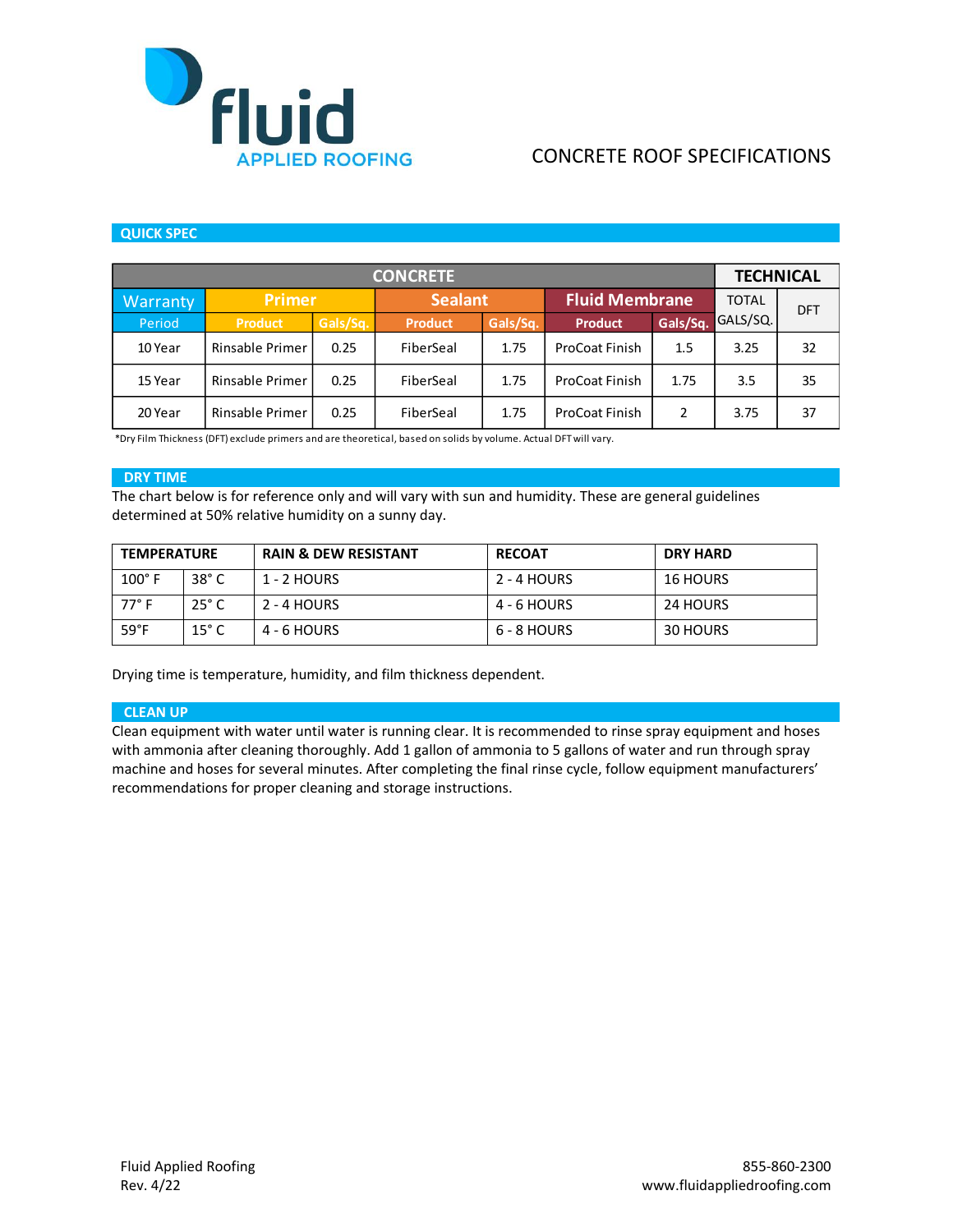fluid
APPLIED ROOFING

# CONCRETE ROOF SPECIFICATIONS

## QUICK SPEC

| CONCRETE | | | | | | | TECHNICAL | |
|---|---|---|---|---|---|---|---|---|
| Warranty | Primer | | Sealant | | Fluid Membrane | | TOTAL GALS/SQ. | DFT |
| Period | Product | Gals/Sq. | Product | Gals/Sq. | Product | Gals/Sq. | | |
| 10 Year | Rinsable Primer | 0.25 | FiberSeal | 1.75 | ProCoat Finish | 1.5 | 3.25 | 32 |
| 15 Year | Rinsable Primer | 0.25 | FiberSeal | 1.75 | ProCoat Finish | 1.75 | 3.5 | 35 |
| 20 Year | Rinsable Primer | 0.25 | FiberSeal | 1.75 | ProCoat Finish | 2 | 3.75 | 37 |

*Dry Film Thickness (DFT) exclude primers and are theoretical, based on solids by volume. Actual DFT will vary.

## DRY TIME

The chart below is for reference only and will vary with sun and humidity. These are general guidelines determined at 50% relative humidity on a sunny day.

| TEMPERATURE | | RAIN & DEW RESISTANT | RECOAT | DRY HARD |
|---|---|---|---|---|
| 100° F | 38° C | 1 - 2 HOURS | 2 - 4 HOURS | 16 HOURS |
| 77° F | 25° C | 2 - 4 HOURS | 4 - 6 HOURS | 24 HOURS |
| 59°F | 15° C | 4 - 6 HOURS | 6 - 8 HOURS | 30 HOURS |

Drying time is temperature, humidity, and film thickness dependent.

## CLEAN UP

Clean equipment with water until water is running clear. It is recommended to rinse spray equipment and hoses with ammonia after cleaning thoroughly. Add 1 gallon of ammonia to 5 gallons of water and run through spray machine and hoses for several minutes. After completing the final rinse cycle, follow equipment manufacturers' recommendations for proper cleaning and storage instructions.

Fluid Applied Roofing
Rev. 4/22

855-860-2300
www.fluidappliedroofing.com